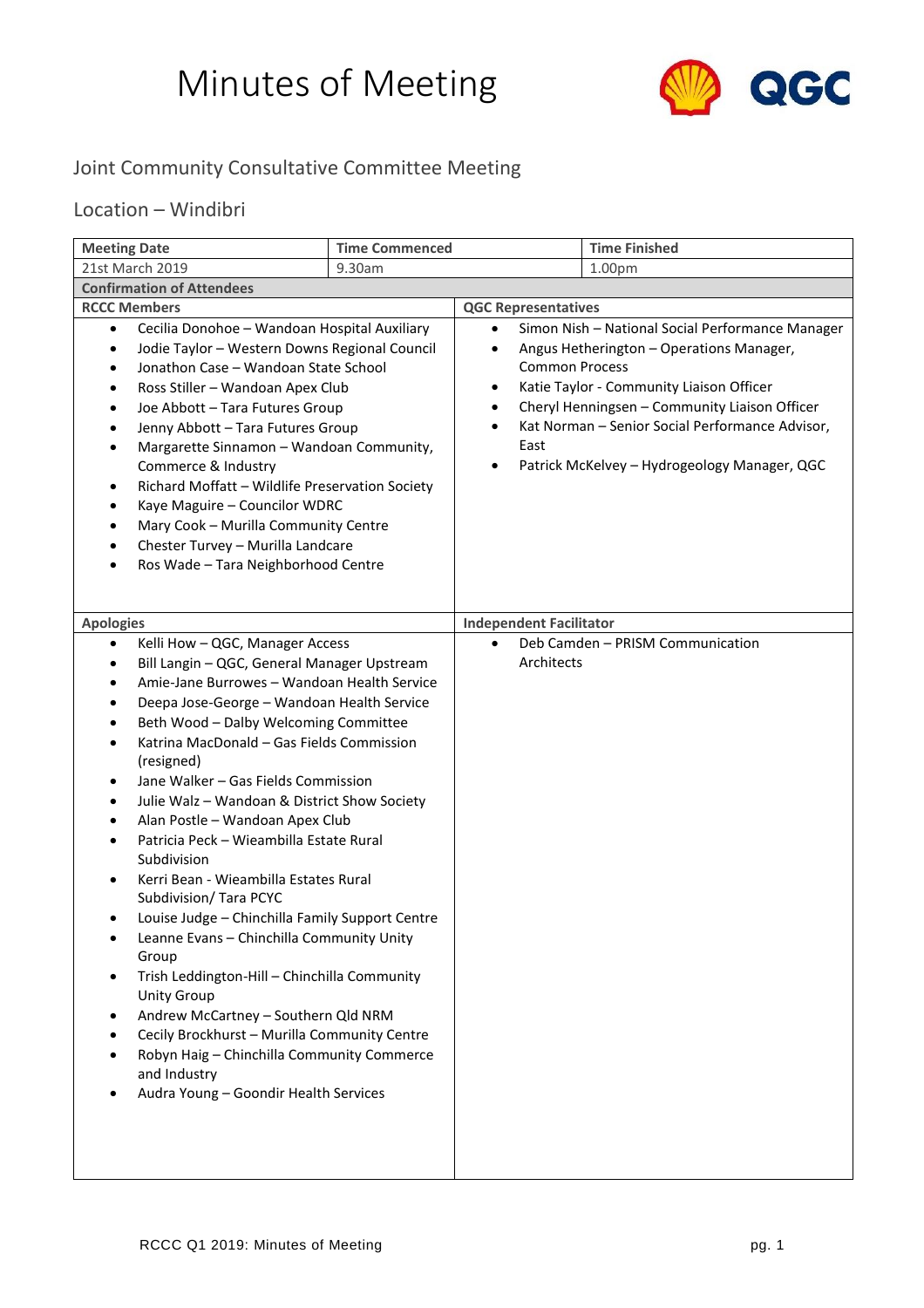# Minutes of Meeting

## Joint Community Consultative Committee Meeting

## Location – Windibri

| Meeting Date | Time Commenced | Time Finished |
|---|---|---|
| 21st March 2019 | 9.30am | 1.00pm |

**Confirmation of Attendees**

| RCCC Members | QGC Representatives |
|---|---|
| • Cecilia Donohoe – Wandoan Hospital Auxiliary<br>• Jodie Taylor – Western Downs Regional Council<br>• Jonathon Case – Wandoan State School<br>• Ross Stiller – Wandoan Apex Club<br>• Joe Abbott – Tara Futures Group<br>• Jenny Abbott – Tara Futures Group<br>• Margarette Sinnamon – Wandoan Community, Commerce & Industry<br>• Richard Moffatt – Wildlife Preservation Society<br>• Kaye Maguire – Councilor WDRC<br>• Mary Cook – Murilla Community Centre<br>• Chester Turvey – Murilla Landcare<br>• Ros Wade – Tara Neighborhood Centre | • Simon Nish – National Social Performance Manager<br>• Angus Hetherington – Operations Manager, Common Process<br>• Katie Taylor - Community Liaison Officer<br>• Cheryl Henningsen – Community Liaison Officer<br>• Kat Norman – Senior Social Performance Advisor, East<br>• Patrick McKelvey – Hydrogeology Manager, QGC |

| Apologies | Independent Facilitator |
|---|---|
| • Kelli How – QGC, Manager Access<br>• Bill Langin – QGC, General Manager Upstream<br>• Amie-Jane Burrowes – Wandoan Health Service<br>• Deepa Jose-George – Wandoan Health Service<br>• Beth Wood – Dalby Welcoming Committee<br>• Katrina MacDonald – Gas Fields Commission (resigned)<br>• Jane Walker – Gas Fields Commission<br>• Julie Walz – Wandoan & District Show Society<br>• Alan Postle – Wandoan Apex Club<br>• Patricia Peck – Wieambilla Estate Rural Subdivision<br>• Kerri Bean - Wieambilla Estates Rural Subdivision/ Tara PCYC<br>• Louise Judge – Chinchilla Family Support Centre<br>• Leanne Evans – Chinchilla Community Unity Group<br>• Trish Leddington-Hill – Chinchilla Community Unity Group<br>• Andrew McCartney – Southern Qld NRM<br>• Cecily Brockhurst – Murilla Community Centre<br>• Robyn Haig – Chinchilla Community Commerce and Industry<br>• Audra Young – Goondir Health Services | • Deb Camden – PRISM Communication Architects |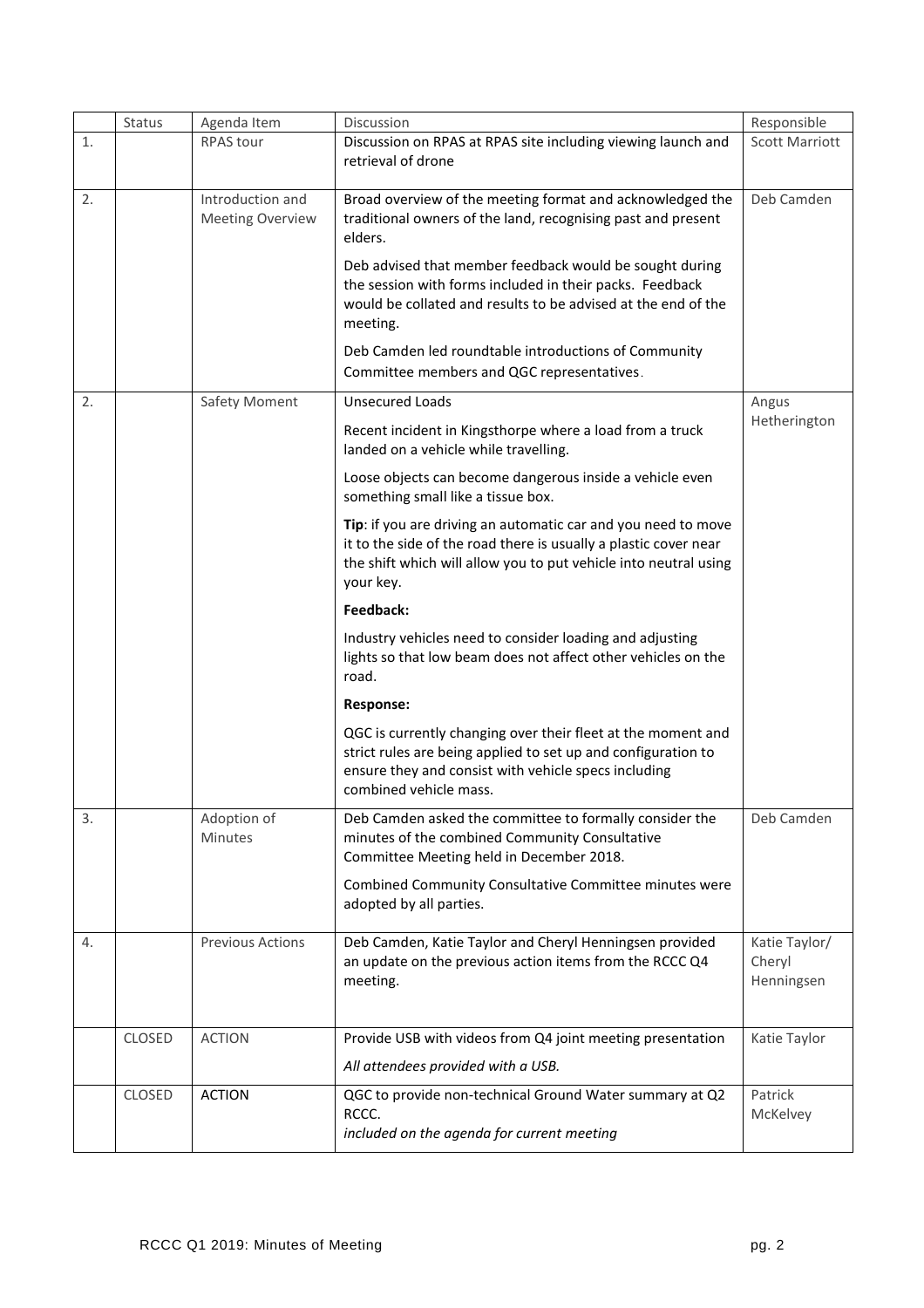|  | Status | Agenda Item | Discussion | Responsible |
|---|---|---|---|---|
| 1. |  | RPAS tour | Discussion on RPAS at RPAS site including viewing launch and retrieval of drone | Scott Marriott |
| 2. |  | Introduction and Meeting Overview | Broad overview of the meeting format and acknowledged the traditional owners of the land, recognising past and present elders.<br><br>Deb advised that member feedback would be sought during the session with forms included in their packs. Feedback would be collated and results to be advised at the end of the meeting.<br><br>Deb Camden led roundtable introductions of Community Committee members and QGC representatives. | Deb Camden |
| 2. |  | Safety Moment | Unsecured Loads<br><br>Recent incident in Kingsthorpe where a load from a truck landed on a vehicle while travelling.<br><br>Loose objects can become dangerous inside a vehicle even something small like a tissue box.<br><br>**Tip**: if you are driving an automatic car and you need to move it to the side of the road there is usually a plastic cover near the shift which will allow you to put vehicle into neutral using your key.<br><br>**Feedback:**<br><br>Industry vehicles need to consider loading and adjusting lights so that low beam does not affect other vehicles on the road.<br><br>**Response:**<br><br>QGC is currently changing over their fleet at the moment and strict rules are being applied to set up and configuration to ensure they and consist with vehicle specs including combined vehicle mass. | Angus Hetherington |
| 3. |  | Adoption of Minutes | Deb Camden asked the committee to formally consider the minutes of the combined Community Consultative Committee Meeting held in December 2018.<br><br>Combined Community Consultative Committee minutes were adopted by all parties. | Deb Camden |
| 4. |  | Previous Actions | Deb Camden, Katie Taylor and Cheryl Henningsen provided an update on the previous action items from the RCCC Q4 meeting. | Katie Taylor/ Cheryl Henningsen |
|  | CLOSED | ACTION | Provide USB with videos from Q4 joint meeting presentation<br><br>*All attendees provided with a USB.* | Katie Taylor |
|  | CLOSED | ACTION | QGC to provide non-technical Ground Water summary at Q2 RCCC.<br>*included on the agenda for current meeting* | Patrick McKelvey |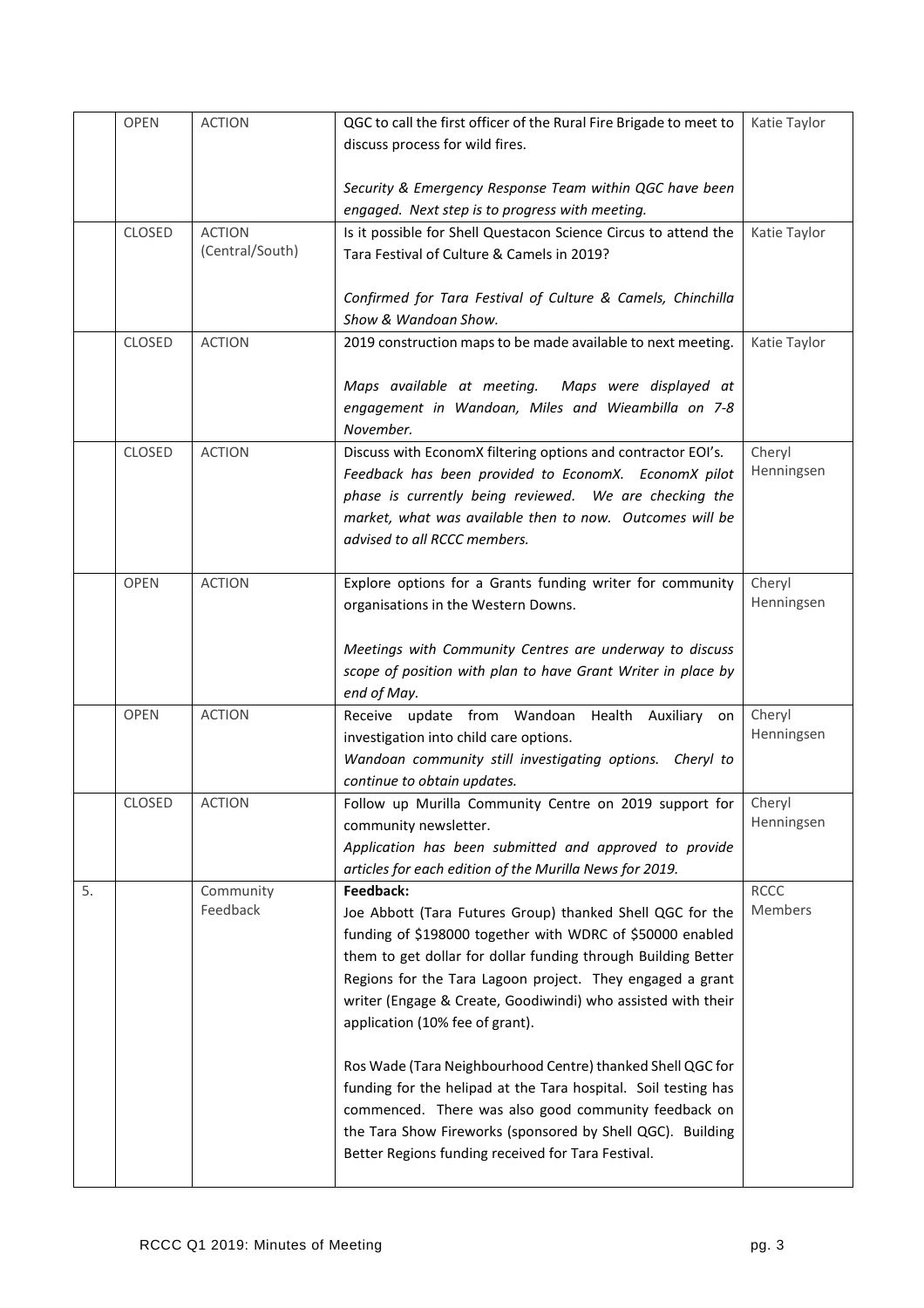| | | | | |
|---|---|---|---|---|
| | OPEN | ACTION | QGC to call the first officer of the Rural Fire Brigade to meet to discuss process for wild fires.<br><br>*Security & Emergency Response Team within QGC have been engaged. Next step is to progress with meeting.* | Katie Taylor |
| | CLOSED | ACTION (Central/South) | Is it possible for Shell Questacon Science Circus to attend the Tara Festival of Culture & Camels in 2019?<br><br>*Confirmed for Tara Festival of Culture & Camels, Chinchilla Show & Wandoan Show.* | Katie Taylor |
| | CLOSED | ACTION | 2019 construction maps to be made available to next meeting.<br><br>*Maps available at meeting. Maps were displayed at engagement in Wandoan, Miles and Wieambilla on 7-8 November.* | Katie Taylor |
| | CLOSED | ACTION | Discuss with EconomX filtering options and contractor EOI's.<br>*Feedback has been provided to EconomX. EconomX pilot phase is currently being reviewed. We are checking the market, what was available then to now. Outcomes will be advised to all RCCC members.* | Cheryl Henningsen |
| | OPEN | ACTION | Explore options for a Grants funding writer for community organisations in the Western Downs.<br><br>*Meetings with Community Centres are underway to discuss scope of position with plan to have Grant Writer in place by end of May.* | Cheryl Henningsen |
| | OPEN | ACTION | Receive update from Wandoan Health Auxiliary on investigation into child care options.<br>*Wandoan community still investigating options. Cheryl to continue to obtain updates.* | Cheryl Henningsen |
| | CLOSED | ACTION | Follow up Murilla Community Centre on 2019 support for community newsletter.<br>*Application has been submitted and approved to provide articles for each edition of the Murilla News for 2019.* | Cheryl Henningsen |
| 5. | | Community Feedback | **Feedback:**<br>Joe Abbott (Tara Futures Group) thanked Shell QGC for the funding of \$198000 together with WDRC of \$50000 enabled them to get dollar for dollar funding through Building Better Regions for the Tara Lagoon project. They engaged a grant writer (Engage & Create, Goodiwindi) who assisted with their application (10% fee of grant).<br><br>Ros Wade (Tara Neighbourhood Centre) thanked Shell QGC for funding for the helipad at the Tara hospital. Soil testing has commenced. There was also good community feedback on the Tara Show Fireworks (sponsored by Shell QGC). Building Better Regions funding received for Tara Festival. | RCCC Members |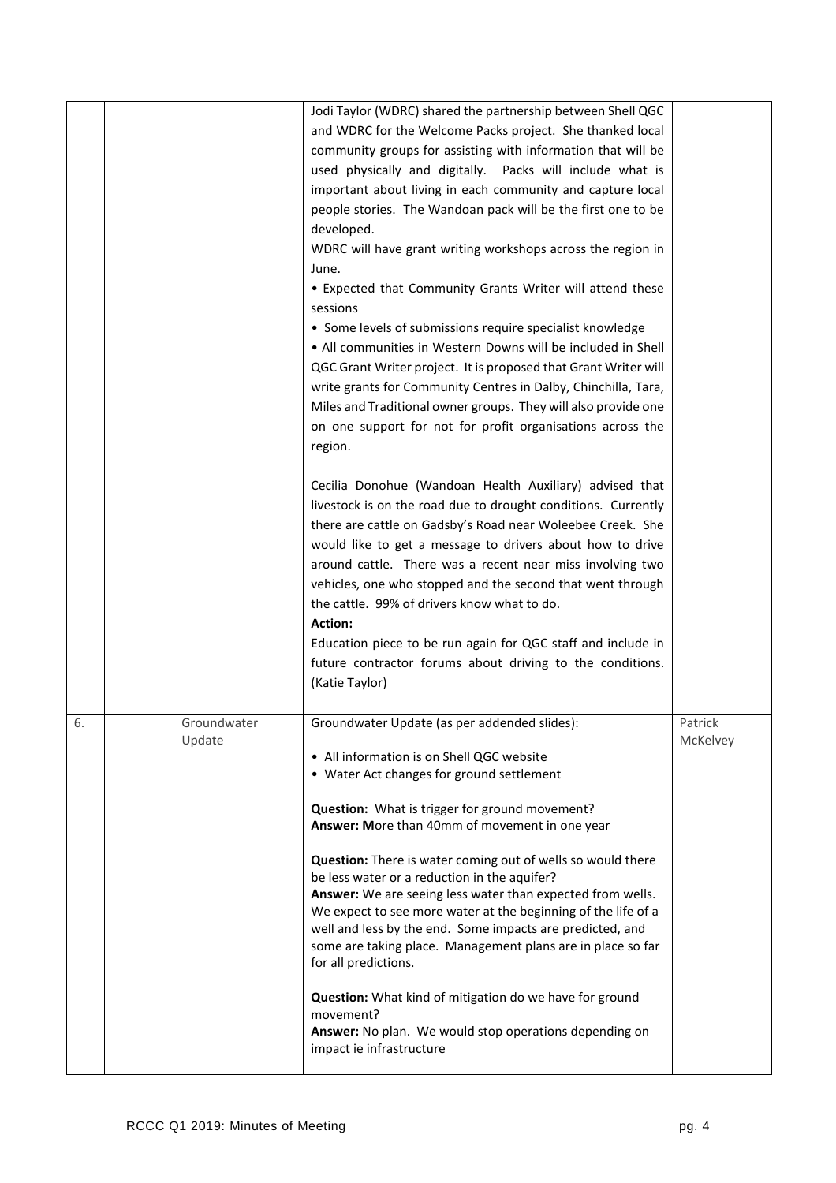| | | | | |
|---|---|---|---|---|
| | | | Jodi Taylor (WDRC) shared the partnership between Shell QGC and WDRC for the Welcome Packs project. She thanked local community groups for assisting with information that will be used physically and digitally. Packs will include what is important about living in each community and capture local people stories. The Wandoan pack will be the first one to be developed.<br>WDRC will have grant writing workshops across the region in June.<br>• Expected that Community Grants Writer will attend these sessions<br>• Some levels of submissions require specialist knowledge<br>• All communities in Western Downs will be included in Shell QGC Grant Writer project. It is proposed that Grant Writer will write grants for Community Centres in Dalby, Chinchilla, Tara, Miles and Traditional owner groups. They will also provide one on one support for not for profit organisations across the region.<br><br>Cecilia Donohue (Wandoan Health Auxiliary) advised that livestock is on the road due to drought conditions. Currently there are cattle on Gadsby's Road near Woleebee Creek. She would like to get a message to drivers about how to drive around cattle. There was a recent near miss involving two vehicles, one who stopped and the second that went through the cattle. 99% of drivers know what to do.<br>**Action:**<br>Education piece to be run again for QGC staff and include in future contractor forums about driving to the conditions. (Katie Taylor) | |
| 6. | | Groundwater Update | Groundwater Update (as per addended slides):<br><br>• All information is on Shell QGC website<br>• Water Act changes for ground settlement<br><br>**Question:** What is trigger for ground movement?<br>**Answer: M**ore than 40mm of movement in one year<br><br>**Question:** There is water coming out of wells so would there be less water or a reduction in the aquifer?<br>**Answer:** We are seeing less water than expected from wells. We expect to see more water at the beginning of the life of a well and less by the end. Some impacts are predicted, and some are taking place. Management plans are in place so far for all predictions.<br><br>**Question:** What kind of mitigation do we have for ground movement?<br>**Answer:** No plan. We would stop operations depending on impact ie infrastructure | Patrick McKelvey |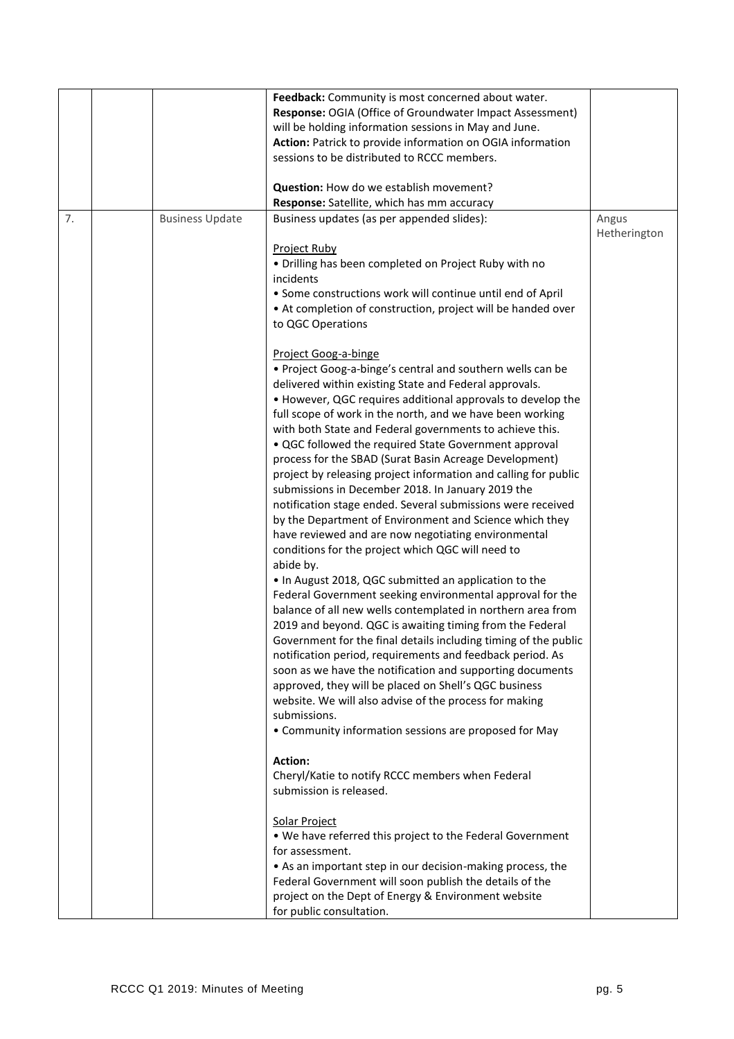|  |  |  | **Feedback:** Community is most concerned about water.<br>**Response:** OGIA (Office of Groundwater Impact Assessment) will be holding information sessions in May and June.<br>**Action:** Patrick to provide information on OGIA information sessions to be distributed to RCCC members.<br><br>**Question:** How do we establish movement?<br>**Response:** Satellite, which has mm accuracy |  |
|---|---|---|---|---|
| 7. |  | Business Update | Business updates (as per appended slides):<br><br><u>Project Ruby</u><br>• Drilling has been completed on Project Ruby with no incidents<br>• Some constructions work will continue until end of April<br>• At completion of construction, project will be handed over to QGC Operations<br><br><u>Project Goog-a-binge</u><br>• Project Goog-a-binge's central and southern wells can be delivered within existing State and Federal approvals.<br>• However, QGC requires additional approvals to develop the full scope of work in the north, and we have been working with both State and Federal governments to achieve this.<br>• QGC followed the required State Government approval process for the SBAD (Surat Basin Acreage Development) project by releasing project information and calling for public submissions in December 2018. In January 2019 the notification stage ended. Several submissions were received by the Department of Environment and Science which they have reviewed and are now negotiating environmental conditions for the project which QGC will need to abide by.<br>• In August 2018, QGC submitted an application to the Federal Government seeking environmental approval for the balance of all new wells contemplated in northern area from 2019 and beyond. QGC is awaiting timing from the Federal Government for the final details including timing of the public notification period, requirements and feedback period. As soon as we have the notification and supporting documents approved, they will be placed on Shell's QGC business website. We will also advise of the process for making submissions.<br>• Community information sessions are proposed for May<br><br>**Action:**<br>Cheryl/Katie to notify RCCC members when Federal submission is released.<br><br><u>Solar Project</u><br>• We have referred this project to the Federal Government for assessment.<br>• As an important step in our decision-making process, the Federal Government will soon publish the details of the project on the Dept of Energy & Environment website for public consultation. | Angus Hetherington |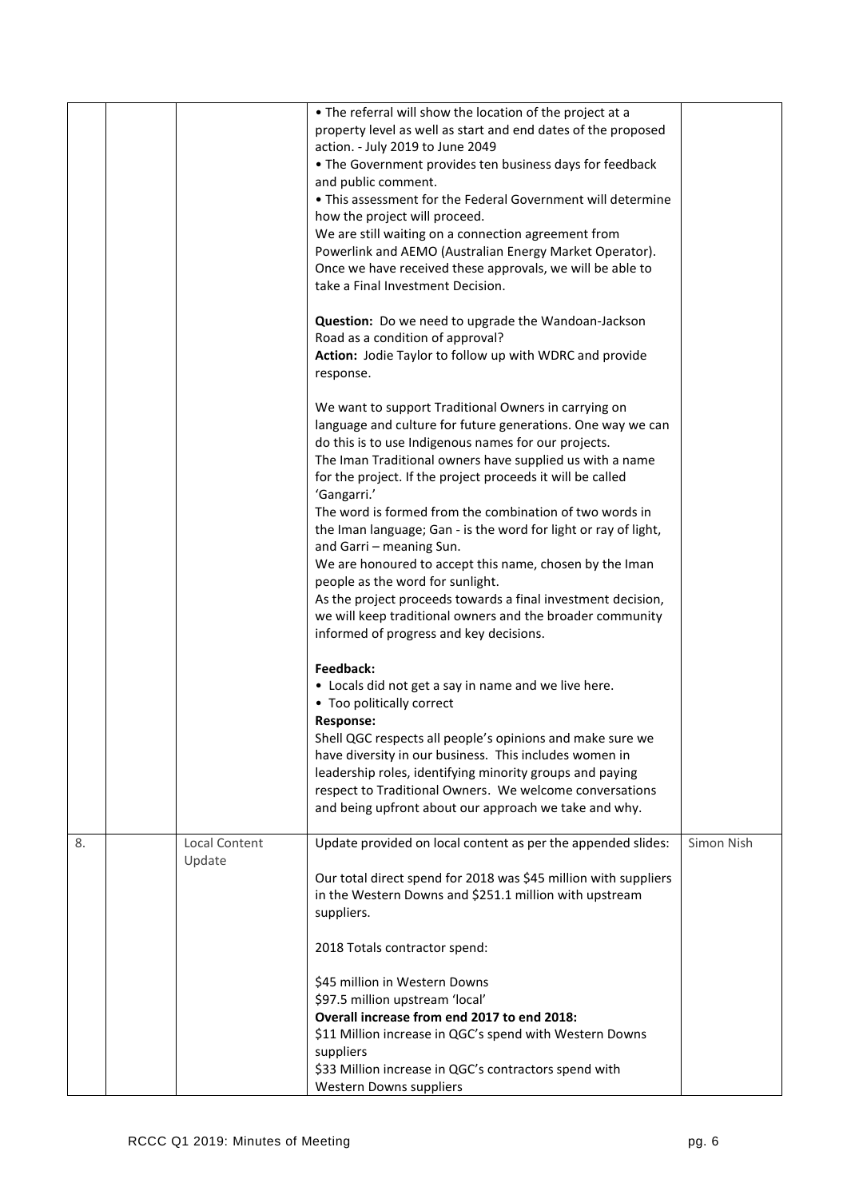| | | | | |
|---|---|---|---|---|
| | | | • The referral will show the location of the project at a property level as well as start and end dates of the proposed action. - July 2019 to June 2049<br>• The Government provides ten business days for feedback and public comment.<br>• This assessment for the Federal Government will determine how the project will proceed.<br>We are still waiting on a connection agreement from Powerlink and AEMO (Australian Energy Market Operator). Once we have received these approvals, we will be able to take a Final Investment Decision.<br><br>**Question:** Do we need to upgrade the Wandoan-Jackson Road as a condition of approval?<br>**Action:** Jodie Taylor to follow up with WDRC and provide response.<br><br>We want to support Traditional Owners in carrying on language and culture for future generations. One way we can do this is to use Indigenous names for our projects.<br>The Iman Traditional owners have supplied us with a name for the project. If the project proceeds it will be called 'Gangarri.'<br>The word is formed from the combination of two words in the Iman language; Gan - is the word for light or ray of light, and Garri – meaning Sun.<br>We are honoured to accept this name, chosen by the Iman people as the word for sunlight.<br>As the project proceeds towards a final investment decision, we will keep traditional owners and the broader community informed of progress and key decisions.<br><br>**Feedback:**<br>• Locals did not get a say in name and we live here.<br>• Too politically correct<br>**Response:**<br>Shell QGC respects all people's opinions and make sure we have diversity in our business. This includes women in leadership roles, identifying minority groups and paying respect to Traditional Owners. We welcome conversations and being upfront about our approach we take and why. | |
| 8. | | Local Content Update | Update provided on local content as per the appended slides:<br><br>Our total direct spend for 2018 was $45 million with suppliers in the Western Downs and $251.1 million with upstream suppliers.<br><br>2018 Totals contractor spend:<br><br>$45 million in Western Downs<br>$97.5 million upstream 'local'<br>**Overall increase from end 2017 to end 2018:**<br>$11 Million increase in QGC's spend with Western Downs suppliers<br>$33 Million increase in QGC's contractors spend with Western Downs suppliers | Simon Nish |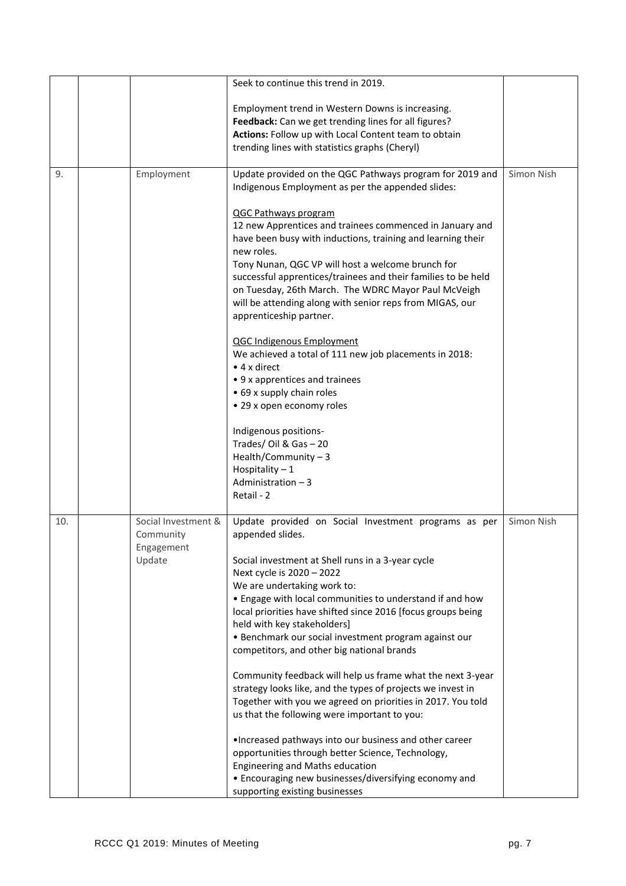| | | | | |
|---|---|---|---|---|
| | | | Seek to continue this trend in 2019.<br><br>Employment trend in Western Downs is increasing.<br>**Feedback:** Can we get trending lines for all figures?<br>**Actions:** Follow up with Local Content team to obtain trending lines with statistics graphs (Cheryl) | |
| 9. | | Employment | Update provided on the QGC Pathways program for 2019 and Indigenous Employment as per the appended slides:<br><br><u>QGC Pathways program</u><br>12 new Apprentices and trainees commenced in January and have been busy with inductions, training and learning their new roles.<br>Tony Nunan, QGC VP will host a welcome brunch for successful apprentices/trainees and their families to be held on Tuesday, 26th March. The WDRC Mayor Paul McVeigh will be attending along with senior reps from MIGAS, our apprenticeship partner.<br><br><u>QGC Indigenous Employment</u><br>We achieved a total of 111 new job placements in 2018:<br>• 4 x direct<br>• 9 x apprentices and trainees<br>• 69 x supply chain roles<br>• 29 x open economy roles<br><br>Indigenous positions-<br>Trades/ Oil & Gas – 20<br>Health/Community – 3<br>Hospitality – 1<br>Administration – 3<br>Retail - 2 | Simon Nish |
| 10. | | Social Investment & Community Engagement Update | Update provided on Social Investment programs as per appended slides.<br><br>Social investment at Shell runs in a 3-year cycle<br>Next cycle is 2020 – 2022<br>We are undertaking work to:<br>• Engage with local communities to understand if and how local priorities have shifted since 2016 [focus groups being held with key stakeholders]<br>• Benchmark our social investment program against our competitors, and other big national brands<br><br>Community feedback will help us frame what the next 3-year strategy looks like, and the types of projects we invest in Together with you we agreed on priorities in 2017. You told us that the following were important to you:<br><br>• Increased pathways into our business and other career opportunities through better Science, Technology, Engineering and Maths education<br>• Encouraging new businesses/diversifying economy and supporting existing businesses | Simon Nish |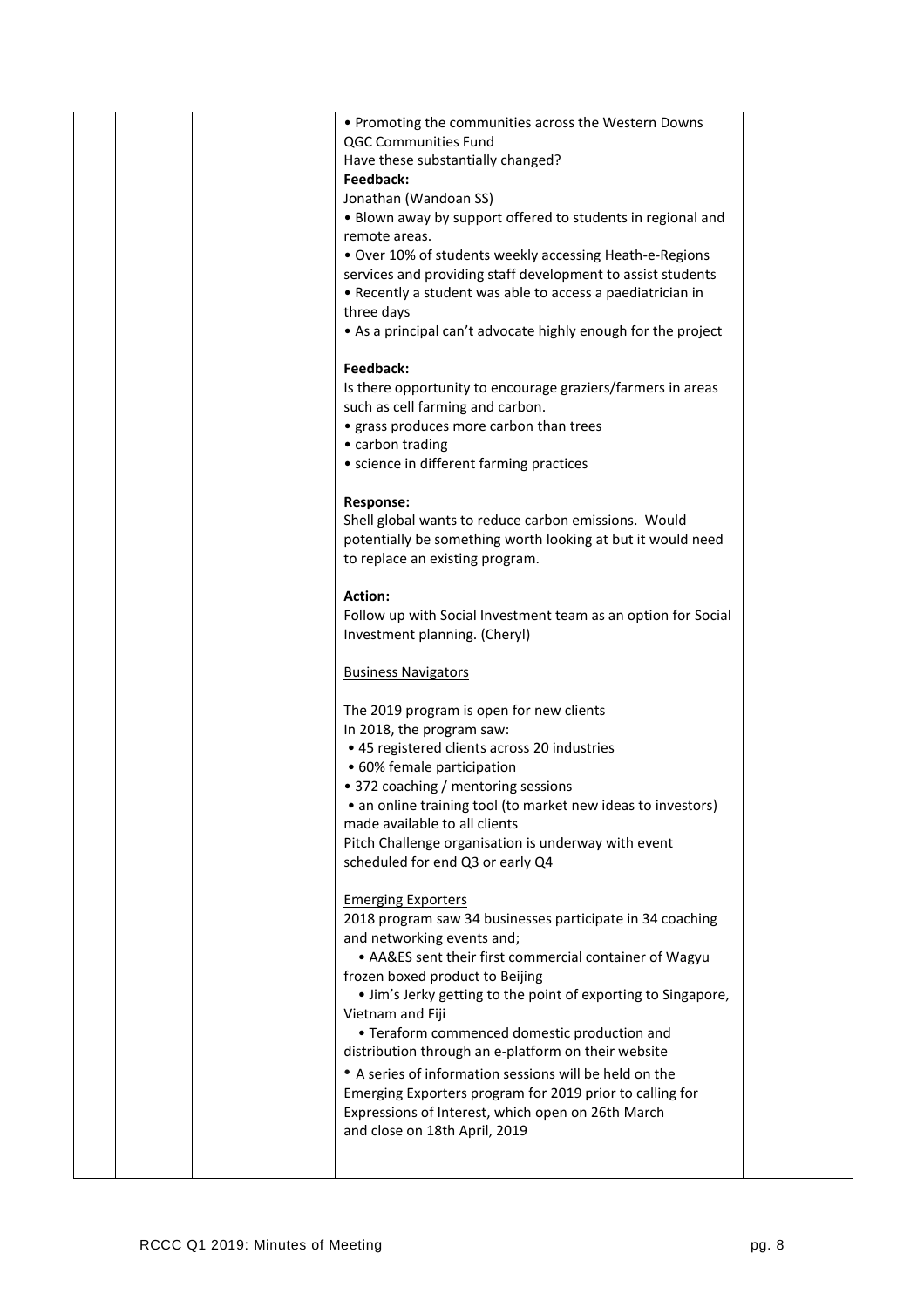| | | | • Promoting the communities across the Western Downs<br>QGC Communities Fund<br>Have these substantially changed?<br>**Feedback:**<br>Jonathan (Wandoan SS)<br>• Blown away by support offered to students in regional and remote areas.<br>• Over 10% of students weekly accessing Heath-e-Regions services and providing staff development to assist students<br>• Recently a student was able to access a paediatrician in three days<br>• As a principal can't advocate highly enough for the project<br><br>**Feedback:**<br>Is there opportunity to encourage graziers/farmers in areas such as cell farming and carbon.<br>• grass produces more carbon than trees<br>• carbon trading<br>• science in different farming practices<br><br>**Response:**<br>Shell global wants to reduce carbon emissions. Would potentially be something worth looking at but it would need to replace an existing program.<br><br>**Action:**<br>Follow up with Social Investment team as an option for Social Investment planning. (Cheryl)<br><br><u>Business Navigators</u><br><br>The 2019 program is open for new clients<br>In 2018, the program saw:<br>• 45 registered clients across 20 industries<br>• 60% female participation<br>• 372 coaching / mentoring sessions<br>• an online training tool (to market new ideas to investors) made available to all clients<br>Pitch Challenge organisation is underway with event scheduled for end Q3 or early Q4<br><br><u>Emerging Exporters</u><br>2018 program saw 34 businesses participate in 34 coaching and networking events and;<br>• AA&ES sent their first commercial container of Wagyu frozen boxed product to Beijing<br>• Jim's Jerky getting to the point of exporting to Singapore, Vietnam and Fiji<br>• Teraform commenced domestic production and distribution through an e-platform on their website<br>• A series of information sessions will be held on the Emerging Exporters program for 2019 prior to calling for Expressions of Interest, which open on 26th March and close on 18th April, 2019 | |
|---|---|---|---|---|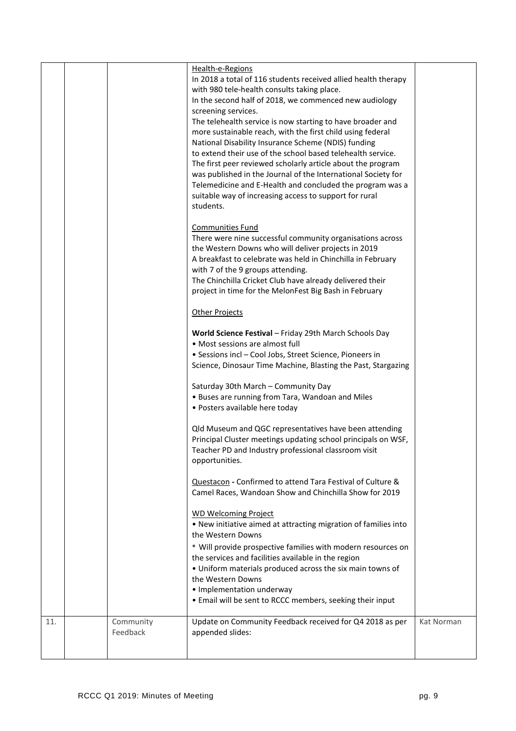|  |  |  |  |  |
|---|---|---|---|---|
|  |  |  | Health-e-Regions<br>In 2018 a total of 116 students received allied health therapy with 980 tele-health consults taking place.<br>In the second half of 2018, we commenced new audiology screening services.<br>The telehealth service is now starting to have broader and more sustainable reach, with the first child using federal National Disability Insurance Scheme (NDIS) funding to extend their use of the school based telehealth service.<br>The first peer reviewed scholarly article about the program was published in the Journal of the International Society for Telemedicine and E-Health and concluded the program was a suitable way of increasing access to support for rural students.<br><br>Communities Fund<br>There were nine successful community organisations across the Western Downs who will deliver projects in 2019<br>A breakfast to celebrate was held in Chinchilla in February with 7 of the 9 groups attending.<br>The Chinchilla Cricket Club have already delivered their project in time for the MelonFest Big Bash in February<br><br>Other Projects<br><br>**World Science Festival** – Friday 29th March Schools Day<br>• Most sessions are almost full<br>• Sessions incl – Cool Jobs, Street Science, Pioneers in Science, Dinosaur Time Machine, Blasting the Past, Stargazing<br><br>Saturday 30th March – Community Day<br>• Buses are running from Tara, Wandoan and Miles<br>• Posters available here today<br><br>Qld Museum and QGC representatives have been attending Principal Cluster meetings updating school principals on WSF, Teacher PD and Industry professional classroom visit opportunities.<br><br>Questacon **-** Confirmed to attend Tara Festival of Culture & Camel Races, Wandoan Show and Chinchilla Show for 2019<br><br>WD Welcoming Project<br>• New initiative aimed at attracting migration of families into the Western Downs<br>• Will provide prospective families with modern resources on the services and facilities available in the region<br>• Uniform materials produced across the six main towns of the Western Downs<br>• Implementation underway<br>• Email will be sent to RCCC members, seeking their input |  |
| 11. |  | Community Feedback | Update on Community Feedback received for Q4 2018 as per appended slides: | Kat Norman |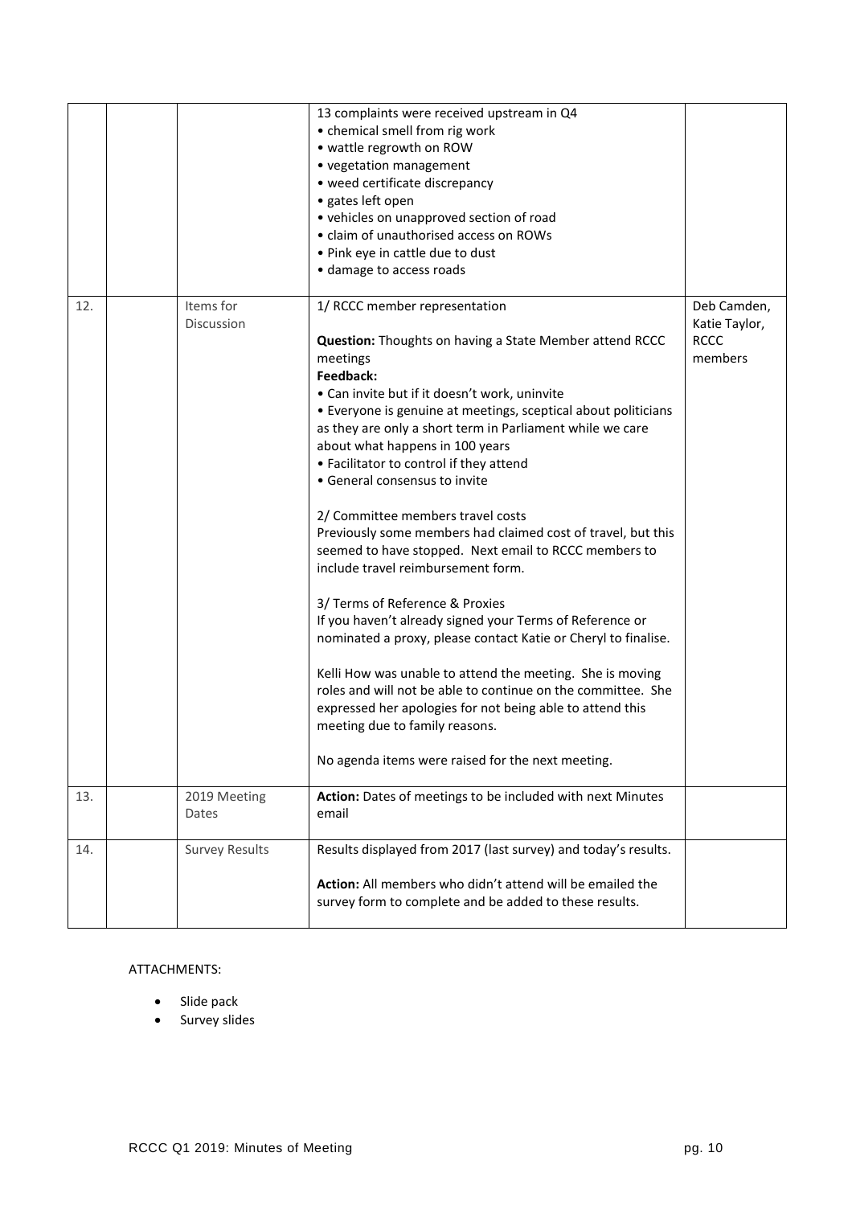| | | | | |
|---|---|---|---|---|
| | | | 13 complaints were received upstream in Q4<br>• chemical smell from rig work<br>• wattle regrowth on ROW<br>• vegetation management<br>• weed certificate discrepancy<br>• gates left open<br>• vehicles on unapproved section of road<br>• claim of unauthorised access on ROWs<br>• Pink eye in cattle due to dust<br>• damage to access roads | |
| 12. | | Items for Discussion | 1/ RCCC member representation<br><br>**Question:** Thoughts on having a State Member attend RCCC meetings<br>**Feedback:**<br>• Can invite but if it doesn't work, uninvite<br>• Everyone is genuine at meetings, sceptical about politicians as they are only a short term in Parliament while we care about what happens in 100 years<br>• Facilitator to control if they attend<br>• General consensus to invite<br><br>2/ Committee members travel costs<br>Previously some members had claimed cost of travel, but this seemed to have stopped. Next email to RCCC members to include travel reimbursement form.<br><br>3/ Terms of Reference & Proxies<br>If you haven't already signed your Terms of Reference or nominated a proxy, please contact Katie or Cheryl to finalise.<br><br>Kelli How was unable to attend the meeting. She is moving roles and will not be able to continue on the committee. She expressed her apologies for not being able to attend this meeting due to family reasons.<br><br>No agenda items were raised for the next meeting. | Deb Camden, Katie Taylor, RCCC members |
| 13. | | 2019 Meeting Dates | **Action:** Dates of meetings to be included with next Minutes email | |
| 14. | | Survey Results | Results displayed from 2017 (last survey) and today's results.<br><br>**Action:** All members who didn't attend will be emailed the survey form to complete and be added to these results. | |

ATTACHMENTS:

- Slide pack
- Survey slides